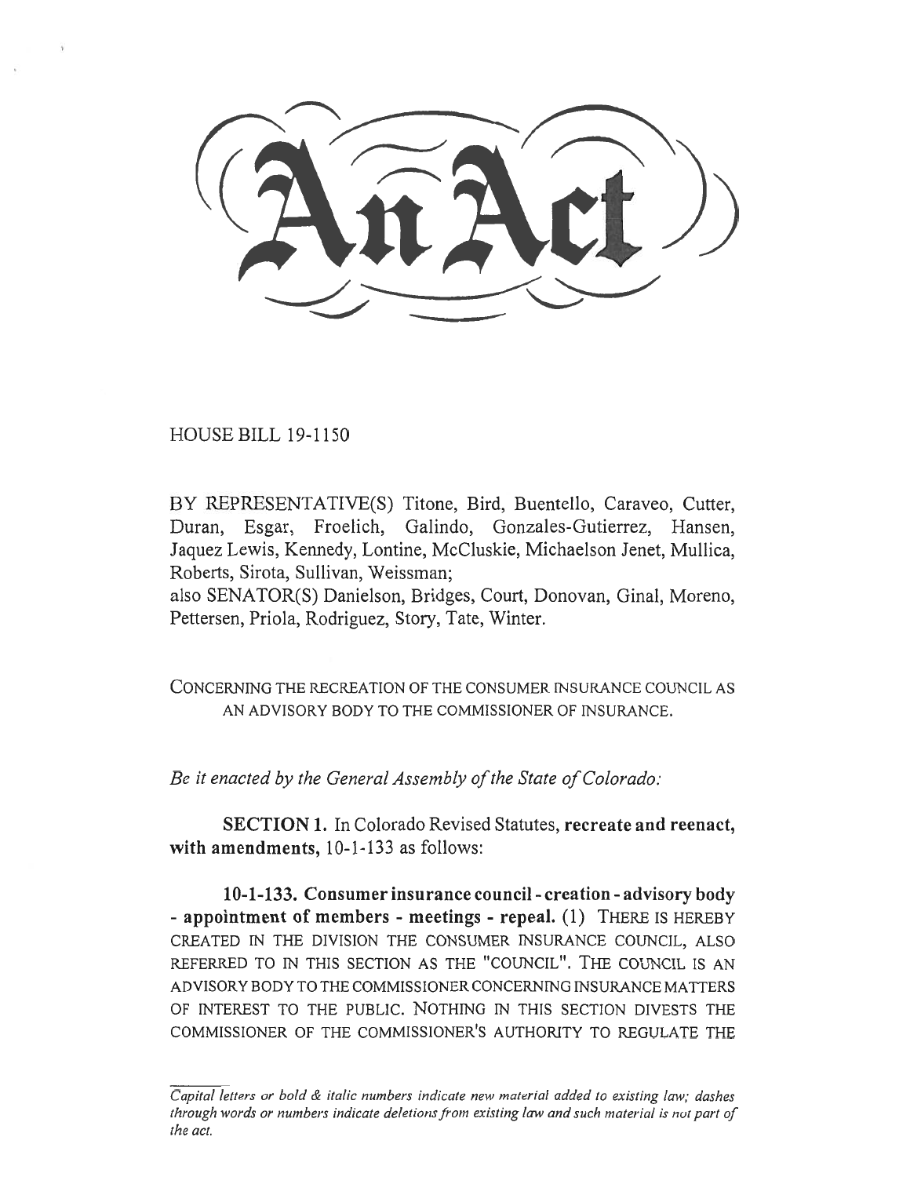# An Act

HOUSE BILL 19-1150

BY REPRESENTATIVE(S) Titone, Bird, Buentello, Caraveo, Cutter, Duran, Esgar, Froelich, Galindo, Gonzales-Gutierrez, Hansen, Jaquez Lewis, Kennedy, Lontine, McCluskie, Michaelson Jenet, Mullica, Roberts, Sirota, Sullivan, Weissman;
also SENATOR(S) Danielson, Bridges, Court, Donovan, Ginal, Moreno, Pettersen, Priola, Rodriguez, Story, Tate, Winter.

CONCERNING THE RECREATION OF THE CONSUMER INSURANCE COUNCIL AS AN ADVISORY BODY TO THE COMMISSIONER OF INSURANCE.

*Be it enacted by the General Assembly of the State of Colorado:*

**SECTION 1.** In Colorado Revised Statutes, **recreate and reenact, with amendments,** 10-1-133 as follows:

**10-1-133. Consumer insurance council - creation - advisory body - appointment of members - meetings - repeal.** (1) THERE IS HEREBY CREATED IN THE DIVISION THE CONSUMER INSURANCE COUNCIL, ALSO REFERRED TO IN THIS SECTION AS THE "COUNCIL". THE COUNCIL IS AN ADVISORY BODY TO THE COMMISSIONER CONCERNING INSURANCE MATTERS OF INTEREST TO THE PUBLIC. NOTHING IN THIS SECTION DIVESTS THE COMMISSIONER OF THE COMMISSIONER'S AUTHORITY TO REGULATE THE

*Capital letters or bold & italic numbers indicate new material added to existing law; dashes through words or numbers indicate deletions from existing law and such material is not part of the act.*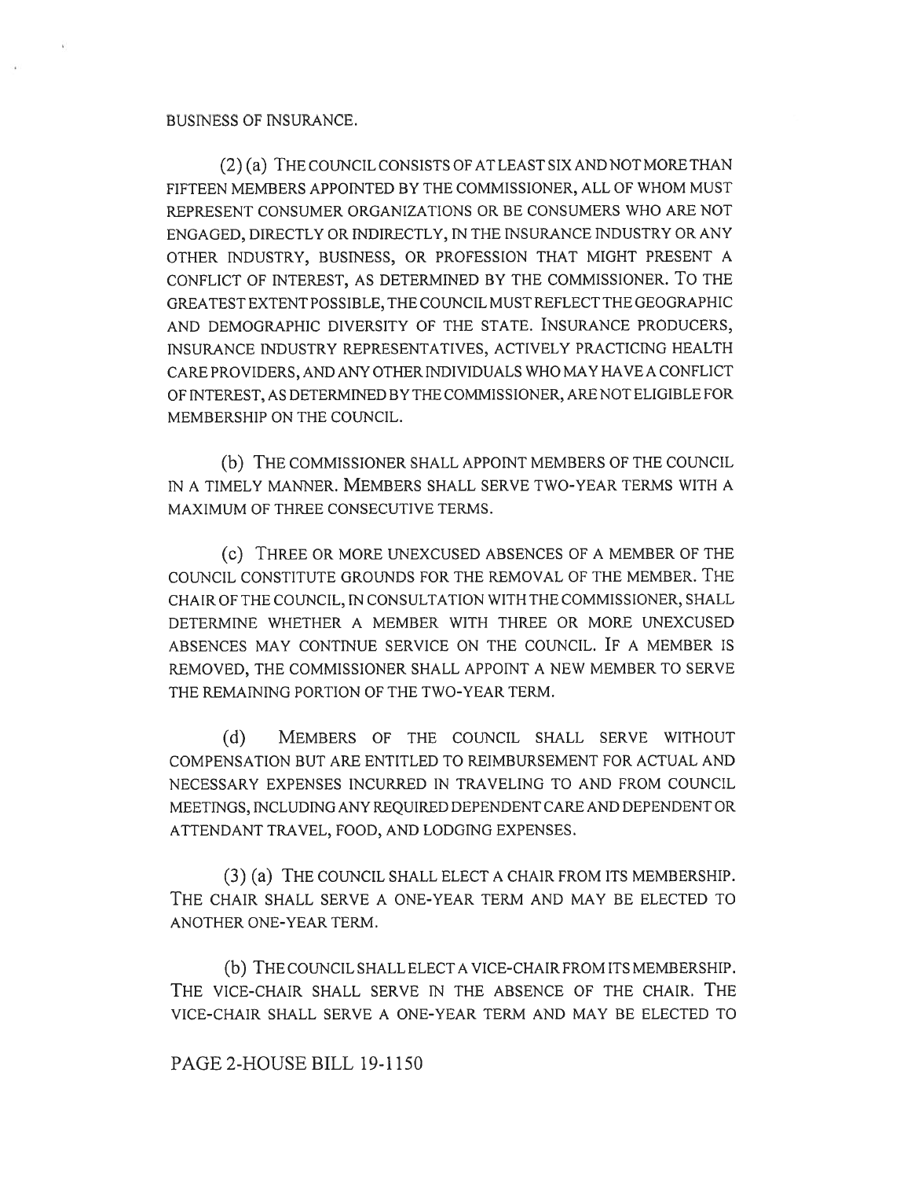BUSINESS OF INSURANCE.

(2) (a) THE COUNCIL CONSISTS OF AT LEAST SIX AND NOT MORE THAN FIFTEEN MEMBERS APPOINTED BY THE COMMISSIONER, ALL OF WHOM MUST REPRESENT CONSUMER ORGANIZATIONS OR BE CONSUMERS WHO ARE NOT ENGAGED, DIRECTLY OR INDIRECTLY, IN THE INSURANCE INDUSTRY OR ANY OTHER INDUSTRY, BUSINESS, OR PROFESSION THAT MIGHT PRESENT A CONFLICT OF INTEREST, AS DETERMINED BY THE COMMISSIONER. TO THE GREATEST EXTENT POSSIBLE, THE COUNCIL MUST REFLECT THE GEOGRAPHIC AND DEMOGRAPHIC DIVERSITY OF THE STATE. INSURANCE PRODUCERS, INSURANCE INDUSTRY REPRESENTATIVES, ACTIVELY PRACTICING HEALTH CARE PROVIDERS, AND ANY OTHER INDIVIDUALS WHO MAY HAVE A CONFLICT OF INTEREST, AS DETERMINED BY THE COMMISSIONER, ARE NOT ELIGIBLE FOR MEMBERSHIP ON THE COUNCIL.

(b) THE COMMISSIONER SHALL APPOINT MEMBERS OF THE COUNCIL IN A TIMELY MANNER. MEMBERS SHALL SERVE TWO-YEAR TERMS WITH A MAXIMUM OF THREE CONSECUTIVE TERMS.

(c) THREE OR MORE UNEXCUSED ABSENCES OF A MEMBER OF THE COUNCIL CONSTITUTE GROUNDS FOR THE REMOVAL OF THE MEMBER. THE CHAIR OF THE COUNCIL, IN CONSULTATION WITH THE COMMISSIONER, SHALL DETERMINE WHETHER A MEMBER WITH THREE OR MORE UNEXCUSED ABSENCES MAY CONTINUE SERVICE ON THE COUNCIL. IF A MEMBER IS REMOVED, THE COMMISSIONER SHALL APPOINT A NEW MEMBER TO SERVE THE REMAINING PORTION OF THE TWO-YEAR TERM.

(d) MEMBERS OF THE COUNCIL SHALL SERVE WITHOUT COMPENSATION BUT ARE ENTITLED TO REIMBURSEMENT FOR ACTUAL AND NECESSARY EXPENSES INCURRED IN TRAVELING TO AND FROM COUNCIL MEETINGS, INCLUDING ANY REQUIRED DEPENDENT CARE AND DEPENDENT OR ATTENDANT TRAVEL, FOOD, AND LODGING EXPENSES.

(3) (a) THE COUNCIL SHALL ELECT A CHAIR FROM ITS MEMBERSHIP. THE CHAIR SHALL SERVE A ONE-YEAR TERM AND MAY BE ELECTED TO ANOTHER ONE-YEAR TERM.

(b) THE COUNCIL SHALL ELECT A VICE-CHAIR FROM ITS MEMBERSHIP. THE VICE-CHAIR SHALL SERVE IN THE ABSENCE OF THE CHAIR. THE VICE-CHAIR SHALL SERVE A ONE-YEAR TERM AND MAY BE ELECTED TO

PAGE 2-HOUSE BILL 19-1150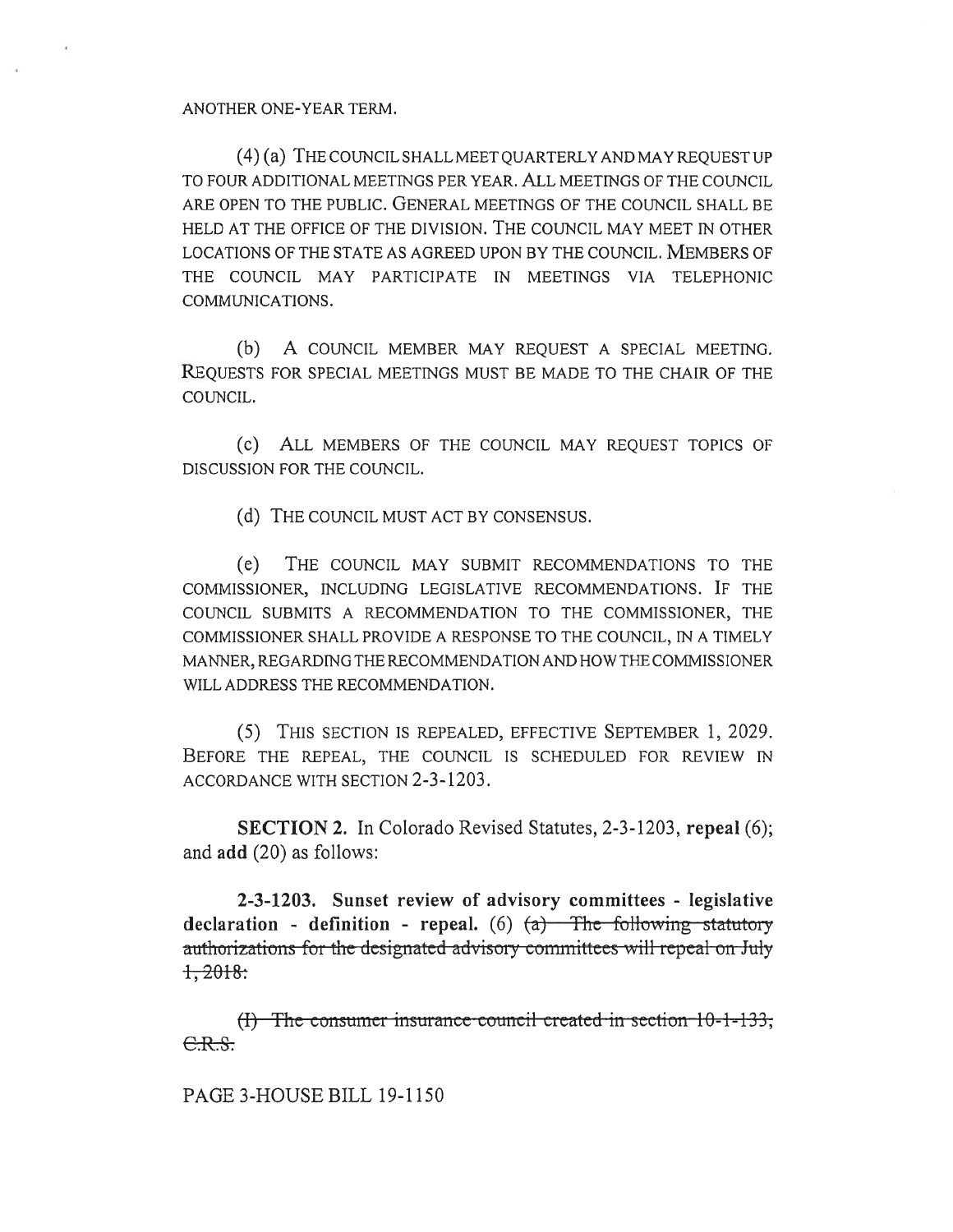ANOTHER ONE-YEAR TERM.

(4) (a) THE COUNCIL SHALL MEET QUARTERLY AND MAY REQUEST UP TO FOUR ADDITIONAL MEETINGS PER YEAR. ALL MEETINGS OF THE COUNCIL ARE OPEN TO THE PUBLIC. GENERAL MEETINGS OF THE COUNCIL SHALL BE HELD AT THE OFFICE OF THE DIVISION. THE COUNCIL MAY MEET IN OTHER LOCATIONS OF THE STATE AS AGREED UPON BY THE COUNCIL. MEMBERS OF THE COUNCIL MAY PARTICIPATE IN MEETINGS VIA TELEPHONIC COMMUNICATIONS.

(b) A COUNCIL MEMBER MAY REQUEST A SPECIAL MEETING. REQUESTS FOR SPECIAL MEETINGS MUST BE MADE TO THE CHAIR OF THE COUNCIL.

(c) ALL MEMBERS OF THE COUNCIL MAY REQUEST TOPICS OF DISCUSSION FOR THE COUNCIL.

(d) THE COUNCIL MUST ACT BY CONSENSUS.

(e) THE COUNCIL MAY SUBMIT RECOMMENDATIONS TO THE COMMISSIONER, INCLUDING LEGISLATIVE RECOMMENDATIONS. IF THE COUNCIL SUBMITS A RECOMMENDATION TO THE COMMISSIONER, THE COMMISSIONER SHALL PROVIDE A RESPONSE TO THE COUNCIL, IN A TIMELY MANNER, REGARDING THE RECOMMENDATION AND HOW THE COMMISSIONER WILL ADDRESS THE RECOMMENDATION.

(5) THIS SECTION IS REPEALED, EFFECTIVE SEPTEMBER 1, 2029. BEFORE THE REPEAL, THE COUNCIL IS SCHEDULED FOR REVIEW IN ACCORDANCE WITH SECTION 2-3-1203.

**SECTION 2.** In Colorado Revised Statutes, 2-3-1203, **repeal** (6); and **add** (20) as follows:

**2-3-1203. Sunset review of advisory committees - legislative declaration - definition - repeal.** (6) ~~(a) The following statutory authorizations for the designated advisory committees will repeal on July 1, 2018:~~

~~(I) The consumer insurance council created in section 10-1-133, C.R.S.~~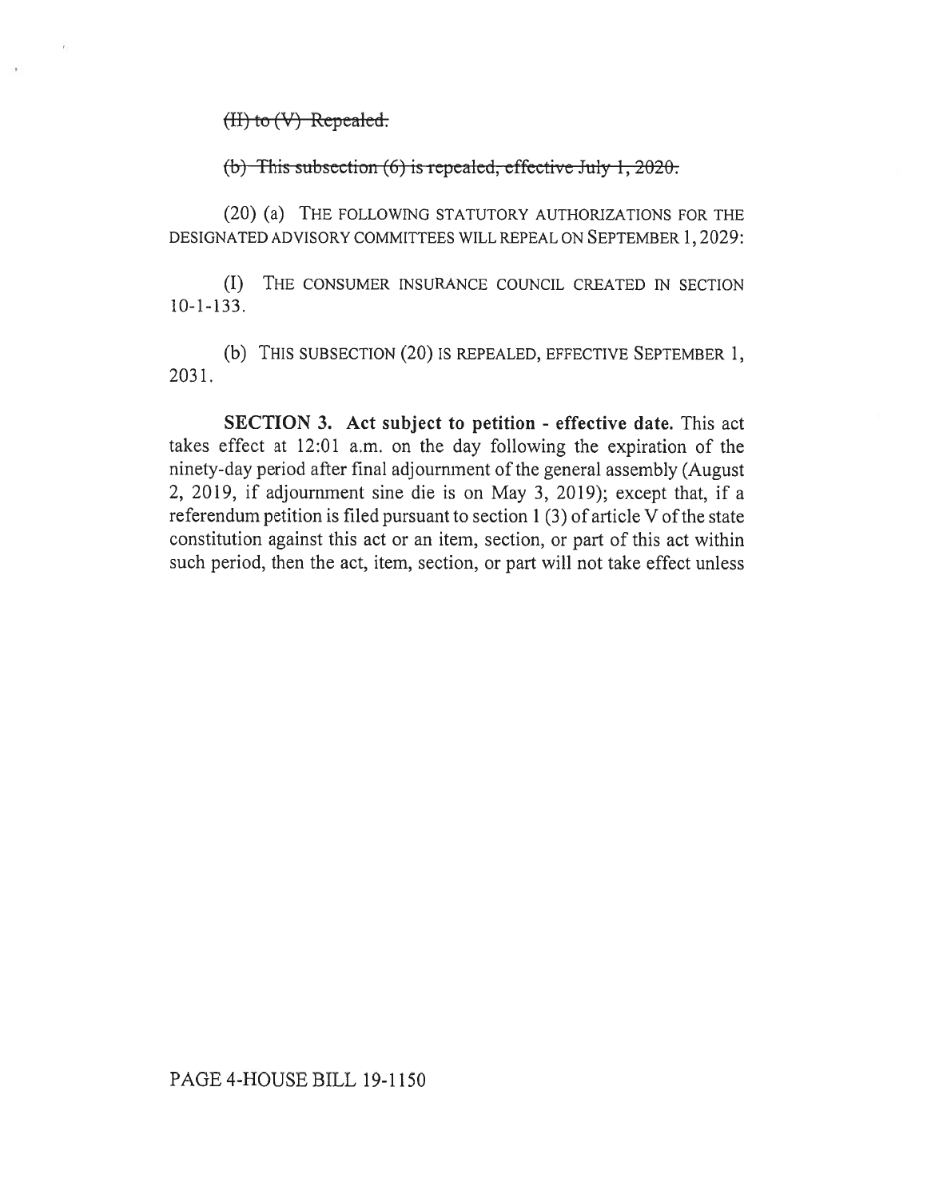~~(II) to (V) Repealed.~~

~~(b) This subsection (6) is repealed, effective July 1, 2020.~~

(20) (a) THE FOLLOWING STATUTORY AUTHORIZATIONS FOR THE DESIGNATED ADVISORY COMMITTEES WILL REPEAL ON SEPTEMBER 1, 2029:

(I) THE CONSUMER INSURANCE COUNCIL CREATED IN SECTION 10-1-133.

(b) THIS SUBSECTION (20) IS REPEALED, EFFECTIVE SEPTEMBER 1, 2031.

**SECTION 3. Act subject to petition - effective date.** This act takes effect at 12:01 a.m. on the day following the expiration of the ninety-day period after final adjournment of the general assembly (August 2, 2019, if adjournment sine die is on May 3, 2019); except that, if a referendum petition is filed pursuant to section 1 (3) of article V of the state constitution against this act or an item, section, or part of this act within such period, then the act, item, section, or part will not take effect unless

PAGE 4-HOUSE BILL 19-1150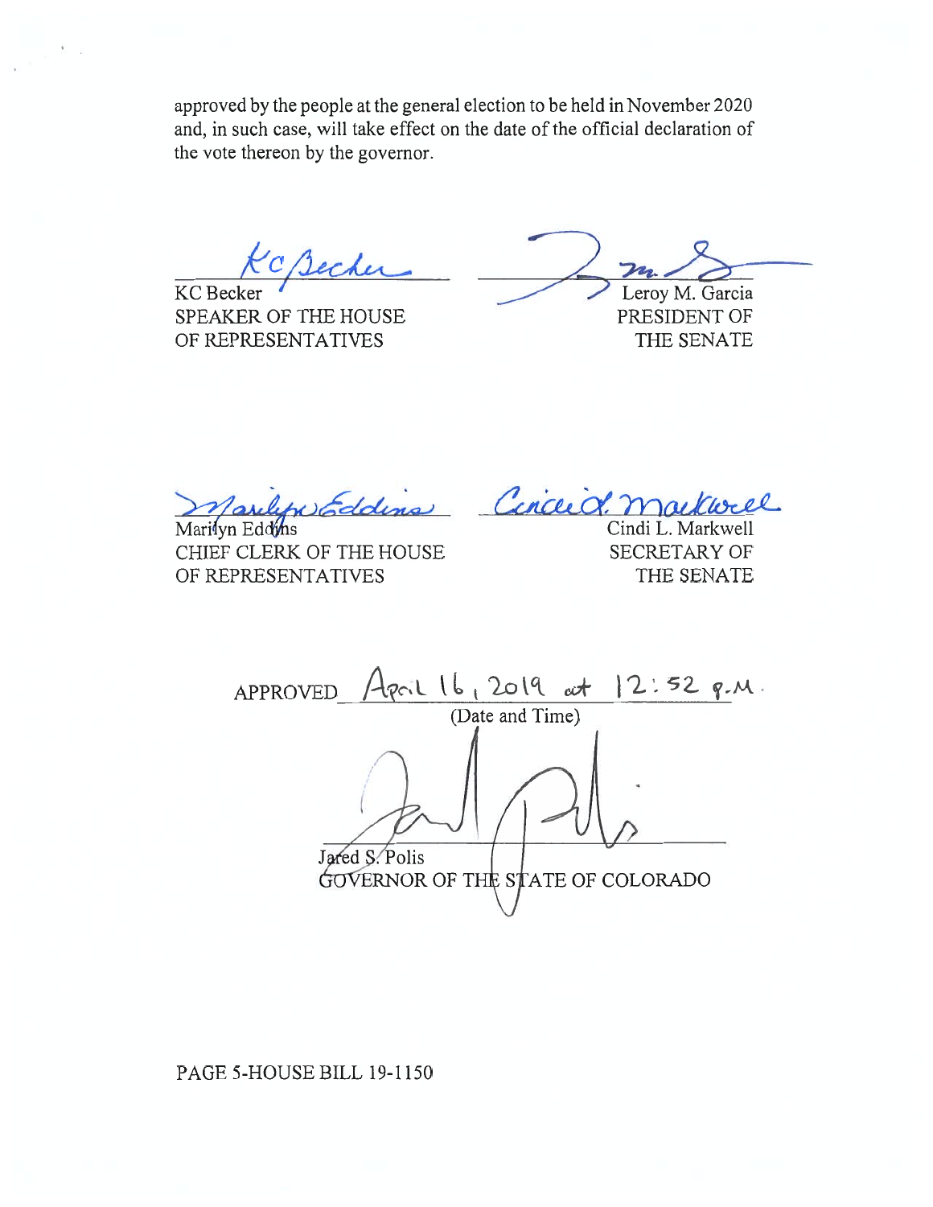approved by the people at the general election to be held in November 2020 and, in such case, will take effect on the date of the official declaration of the vote thereon by the governor.

KC Becker
SPEAKER OF THE HOUSE
OF REPRESENTATIVES

Leroy M. Garcia
PRESIDENT OF
THE SENATE

Marilyn Eddins
CHIEF CLERK OF THE HOUSE
OF REPRESENTATIVES

Cindi L. Markwell
SECRETARY OF
THE SENATE

APPROVED April 16, 2019 at 12:52 p.m.
(Date and Time)

Jared S. Polis
GOVERNOR OF THE STATE OF COLORADO

PAGE 5-HOUSE BILL 19-1150